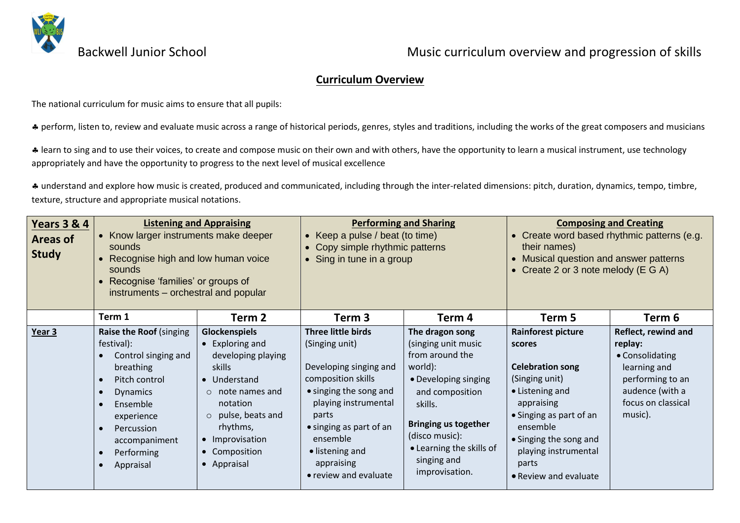Backwell Junior School

Music curriculum overview and progression of skills

## Curriculum Overview

The national curriculum for music aims to ensure that all pupils:

♣ perform, listen to, review and evaluate music across a range of historical periods, genres, styles and traditions, including the works of the great composers and musicians

♣ learn to sing and to use their voices, to create and compose music on their own and with others, have the opportunity to learn a musical instrument, use technology appropriately and have the opportunity to progress to the next level of musical excellence

♣ understand and explore how music is created, produced and communicated, including through the inter-related dimensions: pitch, duration, dynamics, tempo, timbre, texture, structure and appropriate musical notations.

| **Years 3 & 4 Areas of Study** | **Listening and Appraising**<br>• Know larger instruments make deeper sounds<br>• Recognise high and low human voice sounds<br>• Recognise 'families' or groups of instruments – orchestral and popular | | **Performing and Sharing**<br>• Keep a pulse / beat (to time)<br>• Copy simple rhythmic patterns<br>• Sing in tune in a group | | **Composing and Creating**<br>• Create word based rhythmic patterns (e.g. their names)<br>• Musical question and answer patterns<br>• Create 2 or 3 note melody (E G A) | |
|---|---|---|---|---|---|---|
| | **Term 1** | **Term 2** | **Term 3** | **Term 4** | **Term 5** | **Term 6** |
| **Year 3** | **Raise the Roof** (singing festival):<br>• Control singing and breathing<br>• Pitch control<br>• Dynamics<br>• Ensemble experience<br>• Percussion accompaniment<br>• Performing<br>• Appraisal | **Glockenspiels**<br>• Exploring and developing playing skills<br>• Understand<br>  ○ note names and notation<br>  ○ pulse, beats and rhythms,<br>• Improvisation<br>• Composition<br>• Appraisal | **Three little birds** (Singing unit)<br><br>Developing singing and composition skills<br>• singing the song and playing instrumental parts<br>• singing as part of an ensemble<br>• listening and appraising<br>• review and evaluate | **The dragon song** (singing unit music from around the world):<br>• Developing singing and composition skills.<br><br>**Bringing us together** (disco music):<br>• Learning the skills of singing and improvisation. | **Rainforest picture scores**<br><br>**Celebration song** (Singing unit)<br>• Listening and appraising<br>• Singing as part of an ensemble<br>• Singing the song and playing instrumental parts<br>• Review and evaluate | **Reflect, rewind and replay:**<br>• Consolidating learning and performing to an audence (with a focus on classical music). |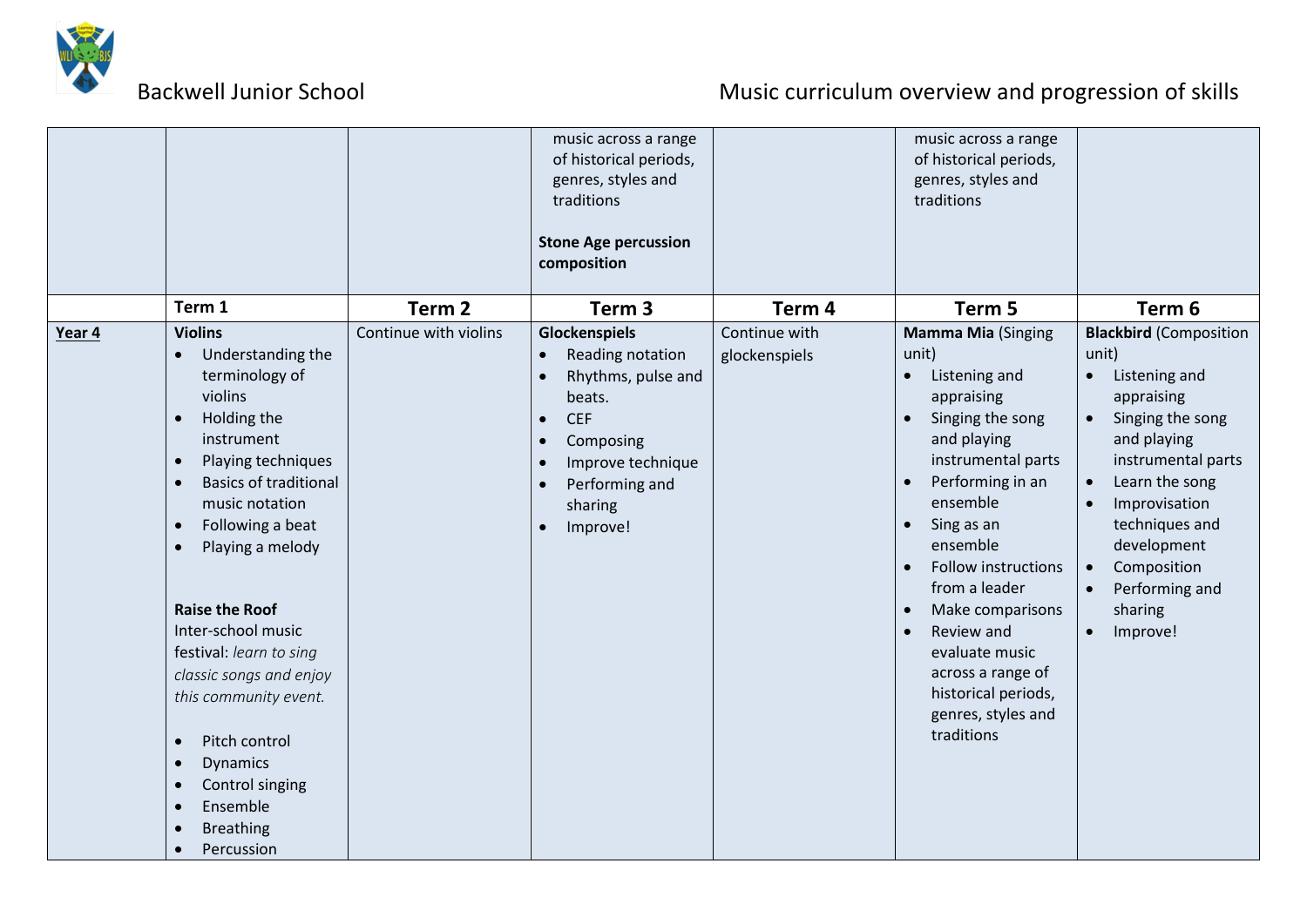| | | | | | | |
|---|---|---|---|---|---|---|
| | | | music across a range of historical periods, genres, styles and traditions<br><br>**Stone Age percussion composition** | | music across a range of historical periods, genres, styles and traditions | |
| | **Term 1** | **Term 2** | **Term 3** | **Term 4** | **Term 5** | **Term 6** |
| **Year 4** | **Violins**<br>• Understanding the terminology of violins<br>• Holding the instrument<br>• Playing techniques<br>• Basics of traditional music notation<br>• Following a beat<br>• Playing a melody<br><br>**Raise the Roof**<br>Inter-school music festival: *learn to sing classic songs and enjoy this community event.*<br><br>• Pitch control<br>• Dynamics<br>• Control singing<br>• Ensemble<br>• Breathing<br>• Percussion | Continue with violins | **Glockenspiels**<br>• Reading notation<br>• Rhythms, pulse and beats.<br>• CEF<br>• Composing<br>• Improve technique<br>• Performing and sharing<br>• Improve! | Continue with glockenspiels | **Mamma Mia** (Singing unit)<br>• Listening and appraising<br>• Singing the song and playing instrumental parts<br>• Performing in an ensemble<br>• Sing as an ensemble<br>• Follow instructions from a leader<br>• Make comparisons<br>• Review and evaluate music across a range of historical periods, genres, styles and traditions | **Blackbird** (Composition unit)<br>• Listening and appraising<br>• Singing the song and playing instrumental parts<br>• Learn the song<br>• Improvisation techniques and development<br>• Composition<br>• Performing and sharing<br>• Improve! |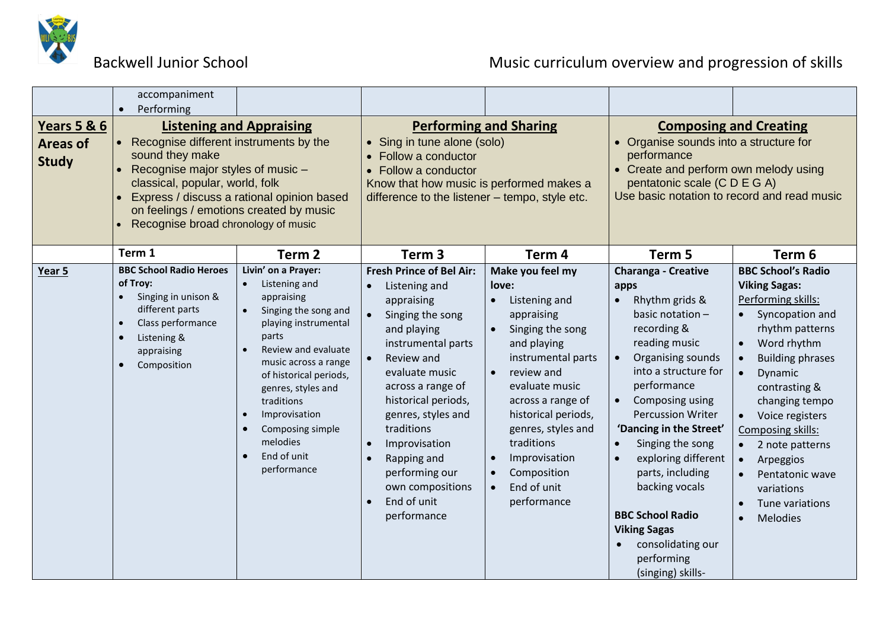Backwell Junior School

Music curriculum overview and progression of skills

| | | | | | | |
|---|---|---|---|---|---|---|
| | accompaniment<br>• Performing | | | | | |
| **Years 5 & 6 Areas of Study** | **Listening and Appraising**<br>• Recognise different instruments by the sound they make<br>• Recognise major styles of music – classical, popular, world, folk<br>• Express / discuss a rational opinion based on feelings / emotions created by music<br>• Recognise broad chronology of music | | **Performing and Sharing**<br>• Sing in tune alone (solo)<br>• Follow a conductor<br>• Follow a conductor<br>Know that how music is performed makes a difference to the listener – tempo, style etc. | | **Composing and Creating**<br>• Organise sounds into a structure for performance<br>• Create and perform own melody using pentatonic scale (C D E G A)<br>Use basic notation to record and read music | |
| | **Term 1** | **Term 2** | **Term 3** | **Term 4** | **Term 5** | **Term 6** |
| **Year 5** | **BBC School Radio Heroes of Troy:**<br>• Singing in unison & different parts<br>• Class performance<br>• Listening & appraising<br>• Composition | **Livin' on a Prayer:**<br>• Listening and appraising<br>• Singing the song and playing instrumental parts<br>• Review and evaluate music across a range of historical periods, genres, styles and traditions<br>• Improvisation<br>• Composing simple melodies<br>• End of unit performance | **Fresh Prince of Bel Air:**<br>• Listening and appraising<br>• Singing the song and playing instrumental parts<br>• Review and evaluate music across a range of historical periods, genres, styles and traditions<br>• Improvisation<br>• Rapping and performing our own compositions<br>• End of unit performance | **Make you feel my love:**<br>• Listening and appraising<br>• Singing the song and playing instrumental parts<br>• review and evaluate music across a range of historical periods, genres, styles and traditions<br>• Improvisation<br>• Composition<br>• End of unit performance | **Charanga - Creative apps**<br>• Rhythm grids & basic notation – recording & reading music<br>• Organising sounds into a structure for performance<br>• Composing using Percussion Writer<br>**'Dancing in the Street'**<br>• Singing the song<br>• exploring different parts, including backing vocals<br><br>**BBC School Radio Viking Sagas**<br>• consolidating our performing (singing) skills- | **BBC School's Radio Viking Sagas:**<br>Performing skills:<br>• Syncopation and rhythm patterns<br>• Word rhythm<br>• Building phrases<br>• Dynamic contrasting & changing tempo<br>• Voice registers<br>Composing skills:<br>• 2 note patterns<br>• Arpeggios<br>• Pentatonic wave variations<br>• Tune variations<br>• Melodies |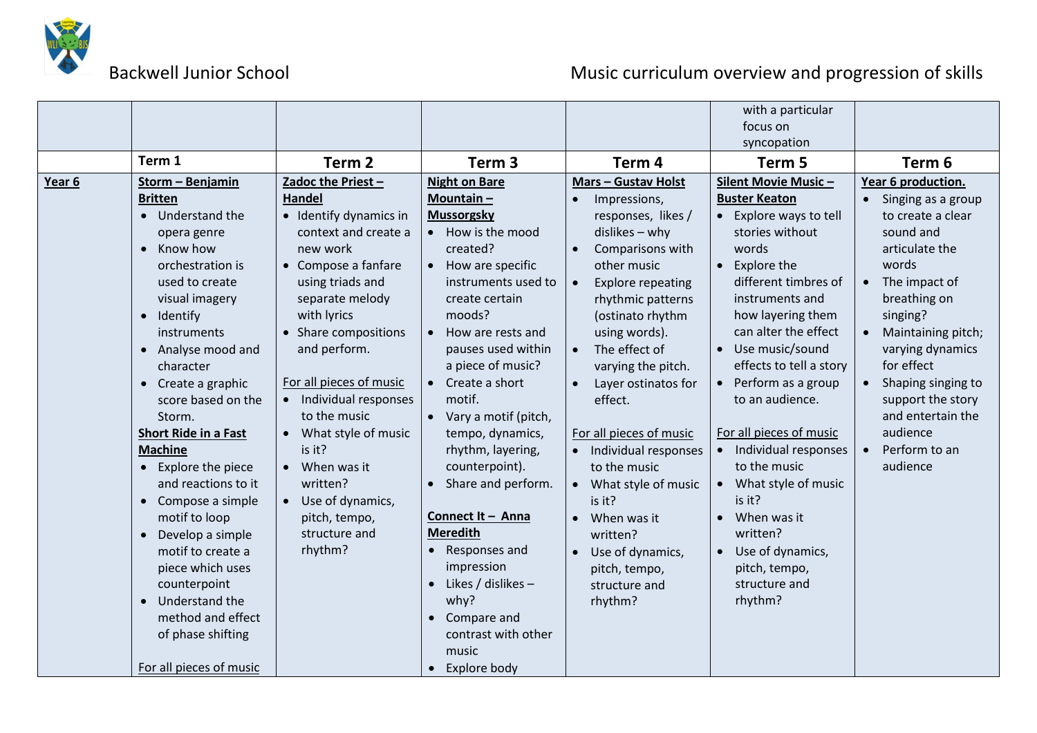Backwell Junior School

Music curriculum overview and progression of skills

| | | | | | with a particular focus on syncopation | |
|---|---|---|---|---|---|---|
| | **Term 1** | **Term 2** | **Term 3** | **Term 4** | **Term 5** | **Term 6** |
| **Year 6** | **Storm – Benjamin Britten**<br>• Understand the opera genre<br>• Know how orchestration is used to create visual imagery<br>• Identify instruments<br>• Analyse mood and character<br>• Create a graphic score based on the Storm.<br>**Short Ride in a Fast Machine**<br>• Explore the piece and reactions to it<br>• Compose a simple motif to loop<br>• Develop a simple motif to create a piece which uses counterpoint<br>• Understand the method and effect of phase shifting<br><br>For all pieces of music | **Zadoc the Priest – Handel**<br>• Identify dynamics in context and create a new work<br>• Compose a fanfare using triads and separate melody with lyrics<br>• Share compositions and perform.<br><br>For all pieces of music<br>• Individual responses to the music<br>• What style of music is it?<br>• When was it written?<br>• Use of dynamics, pitch, tempo, structure and rhythm? | **Night on Bare Mountain – Mussorgsky**<br>• How is the mood created?<br>• How are specific instruments used to create certain moods?<br>• How are rests and pauses used within a piece of music?<br>• Create a short motif.<br>• Vary a motif (pitch, tempo, dynamics, rhythm, layering, counterpoint).<br>• Share and perform.<br><br>**Connect It – Anna Meredith**<br>• Responses and impression<br>• Likes / dislikes – why?<br>• Compare and contrast with other music<br>• Explore body | **Mars – Gustav Holst**<br>• Impressions, responses, likes / dislikes – why<br>• Comparisons with other music<br>• Explore repeating rhythmic patterns (ostinato rhythm using words).<br>• The effect of varying the pitch.<br>• Layer ostinatos for effect.<br><br>For all pieces of music<br>• Individual responses to the music<br>• What style of music is it?<br>• When was it written?<br>• Use of dynamics, pitch, tempo, structure and rhythm? | **Silent Movie Music – Buster Keaton**<br>• Explore ways to tell stories without words<br>• Explore the different timbres of instruments and how layering them can alter the effect<br>• Use music/sound effects to tell a story<br>• Perform as a group to an audience.<br><br>For all pieces of music<br>• Individual responses to the music<br>• What style of music is it?<br>• When was it written?<br>• Use of dynamics, pitch, tempo, structure and rhythm? | **Year 6 production.**<br>• Singing as a group to create a clear sound and articulate the words<br>• The impact of breathing on singing?<br>• Maintaining pitch; varying dynamics for effect<br>• Shaping singing to support the story and entertain the audience<br>• Perform to an audience |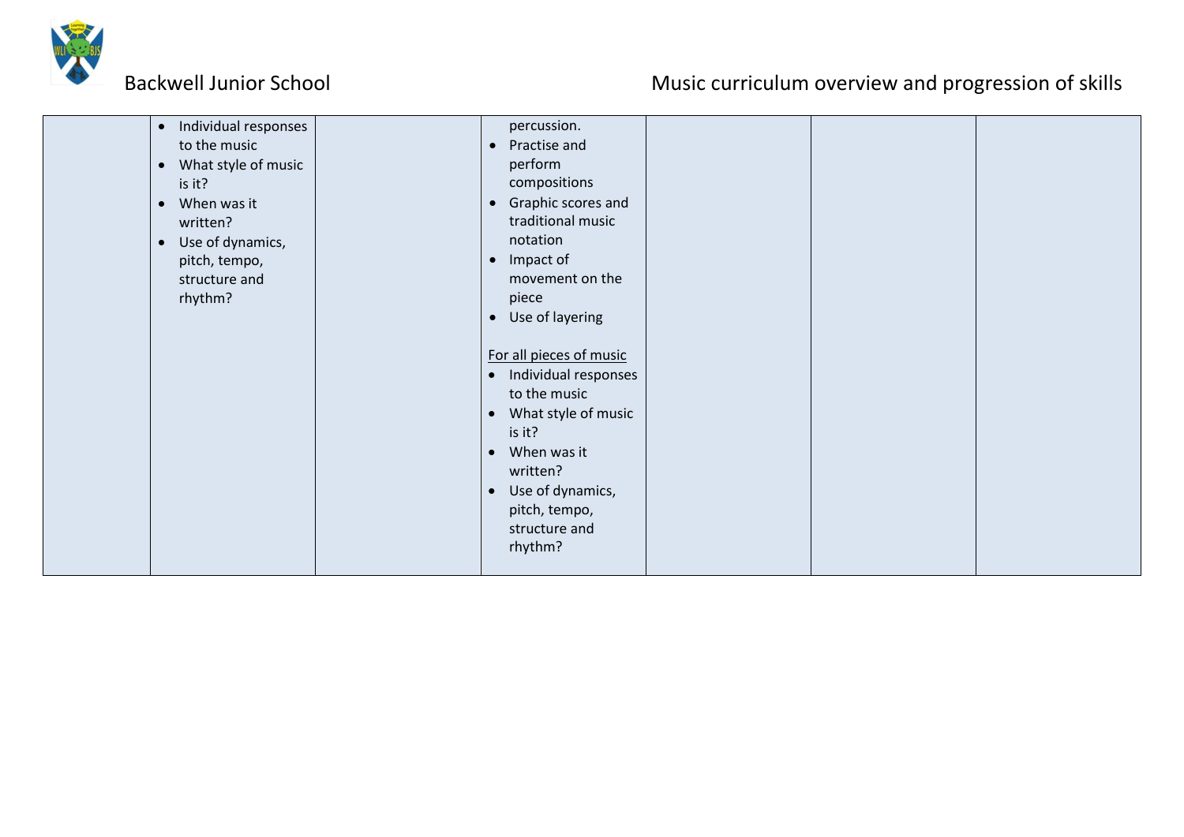| | | | | | | |
|---|---|---|---|---|---|---|
| | • Individual responses to the music<br>• What style of music is it?<br>• When was it written?<br>• Use of dynamics, pitch, tempo, structure and rhythm? | | percussion.<br>• Practise and perform compositions<br>• Graphic scores and traditional music notation<br>• Impact of movement on the piece<br>• Use of layering<br><br><u>For all pieces of music</u><br>• Individual responses to the music<br>• What style of music is it?<br>• When was it written?<br>• Use of dynamics, pitch, tempo, structure and rhythm? | | | |